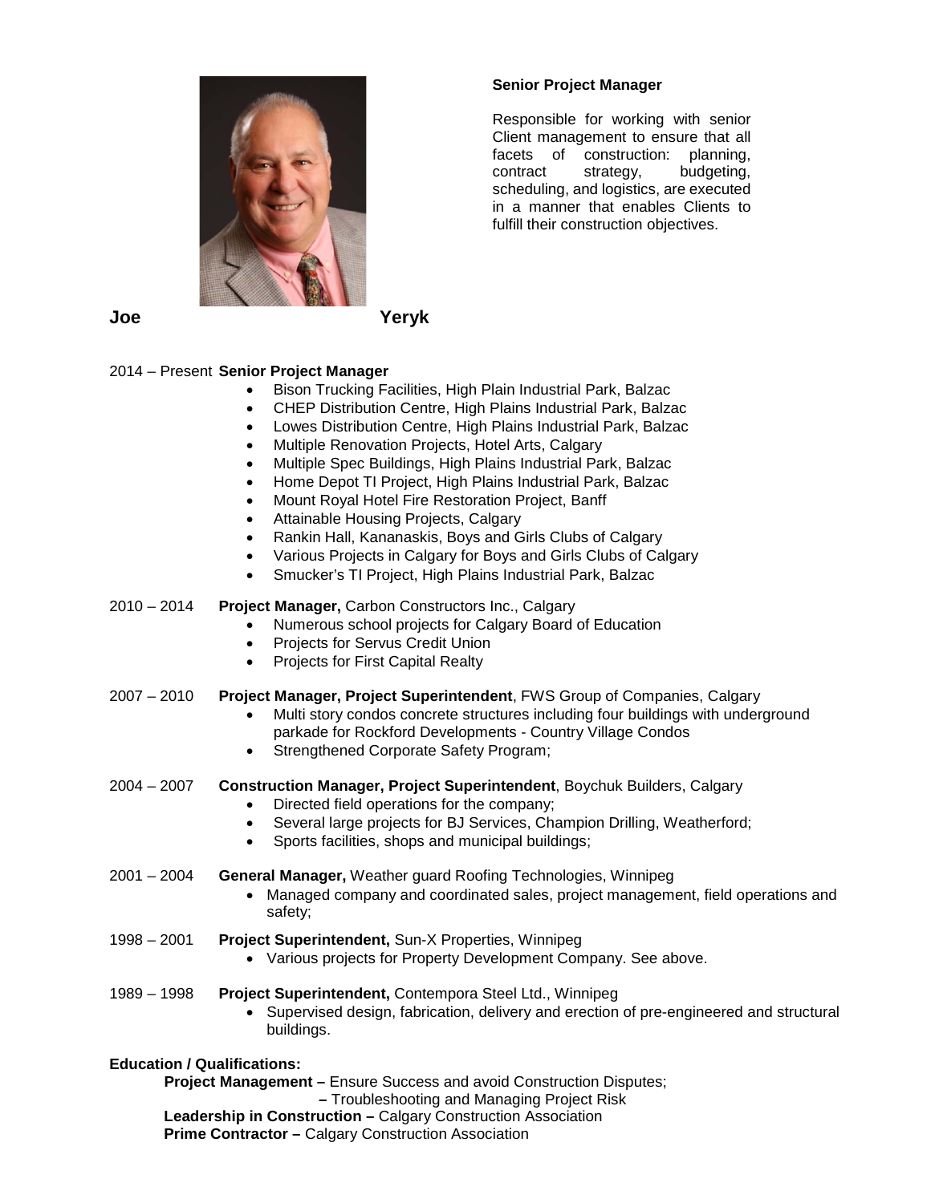**Senior Project Manager**

Responsible for working with senior Client management to ensure that all facets of construction: planning, contract strategy, budgeting, scheduling, and logistics, are executed in a manner that enables Clients to fulfill their construction objectives.

**Joe Yeryk**

2014 – Present **Senior Project Manager**

- Bison Trucking Facilities, High Plain Industrial Park, Balzac
- CHEP Distribution Centre, High Plains Industrial Park, Balzac
- Lowes Distribution Centre, High Plains Industrial Park, Balzac
- Multiple Renovation Projects, Hotel Arts, Calgary
- Multiple Spec Buildings, High Plains Industrial Park, Balzac
- Home Depot TI Project, High Plains Industrial Park, Balzac
- Mount Royal Hotel Fire Restoration Project, Banff
- Attainable Housing Projects, Calgary
- Rankin Hall, Kananaskis, Boys and Girls Clubs of Calgary
- Various Projects in Calgary for Boys and Girls Clubs of Calgary
- Smucker's TI Project, High Plains Industrial Park, Balzac

2010 – 2014 **Project Manager,** Carbon Constructors Inc., Calgary

- Numerous school projects for Calgary Board of Education
- Projects for Servus Credit Union
- Projects for First Capital Realty

2007 – 2010 **Project Manager, Project Superintendent**, FWS Group of Companies, Calgary

- Multi story condos concrete structures including four buildings with underground parkade for Rockford Developments - Country Village Condos
- Strengthened Corporate Safety Program;

2004 – 2007 **Construction Manager, Project Superintendent**, Boychuk Builders, Calgary

- Directed field operations for the company;
- Several large projects for BJ Services, Champion Drilling, Weatherford;
- Sports facilities, shops and municipal buildings;

2001 – 2004 **General Manager,** Weather guard Roofing Technologies, Winnipeg

- Managed company and coordinated sales, project management, field operations and safety;

1998 – 2001 **Project Superintendent,** Sun-X Properties, Winnipeg

- Various projects for Property Development Company. See above.

1989 – 1998 **Project Superintendent,** Contempora Steel Ltd., Winnipeg

- Supervised design, fabrication, delivery and erection of pre-engineered and structural buildings.

**Education / Qualifications:**

**Project Management –** Ensure Success and avoid Construction Disputes;
**–** Troubleshooting and Managing Project Risk
**Leadership in Construction –** Calgary Construction Association
**Prime Contractor –** Calgary Construction Association